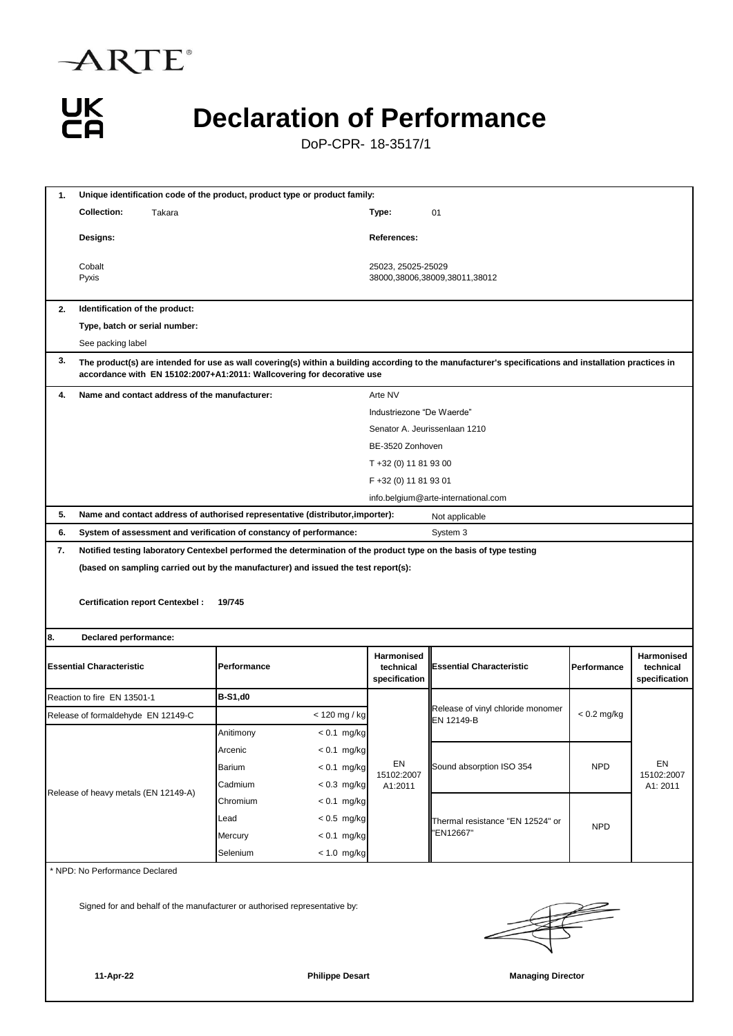ARTE®

UK CA

# Declaration of Performance

DoP-CPR- 18-3517/1

**1. Unique identification code of the product, product type or product family:**

**Collection:** Takara

**Type:** 01

| **Designs:** | **References:** |
|---|---|
| Cobalt | 25023, 25025-25029 |
| Pyxis | 38000,38006,38009,38011,38012 |

**2. Identification of the product:**

**Type, batch or serial number:**

See packing label

**3. The product(s) are intended for use as wall covering(s) within a building according to the manufacturer's specifications and installation practices in accordance with EN 15102:2007+A1:2011: Wallcovering for decorative use**

**4. Name and contact address of the manufacturer:**

Arte NV
Industriezone "De Waerde"
Senator A. Jeurissenlaan 1210
BE-3520 Zonhoven
T +32 (0) 11 81 93 00
F +32 (0) 11 81 93 01
info.belgium@arte-international.com

**5. Name and contact address of authorised representative (distributor,importer):** Not applicable

**6. System of assessment and verification of constancy of performance:** System 3

**7. Notified testing laboratory Centexbel performed the determination of the product type on the basis of type testing (based on sampling carried out by the manufacturer) and issued the test report(s):**

**Certification report Centexbel : 19/745**

**8. Declared performance:**

| **Essential Characteristic** | **Performance** | | **Harmonised technical specification** | **Essential Characteristic** | **Performance** | **Harmonised technical specification** |
|---|---|---|---|---|---|---|
| Reaction to fire EN 13501-1 | **B-S1,d0** | | EN 15102:2007 A1:2011 | Release of vinyl chloride monomer EN 12149-B | < 0.2 mg/kg | EN 15102:2007 A1: 2011 |
| Release of formaldehyde EN 12149-C | | < 120 mg / kg | | | | |
| Release of heavy metals (EN 12149-A) | Anitimony | < 0.1 mg/kg | | | | |
| | Arcenic | < 0.1 mg/kg | | Sound absorption ISO 354 | NPD | |
| | Barium | < 0.1 mg/kg | | | | |
| | Cadmium | < 0.3 mg/kg | | | | |
| | Chromium | < 0.1 mg/kg | | Thermal resistance "EN 12524" or "EN12667" | NPD | |
| | Lead | < 0.5 mg/kg | | | | |
| | Mercury | < 0.1 mg/kg | | | | |
| | Selenium | < 1.0 mg/kg | | | | |

* NPD: No Performance Declared

Signed for and behalf of the manufacturer or authorised representative by:

**11-Apr-22** **Philippe Desart** **Managing Director**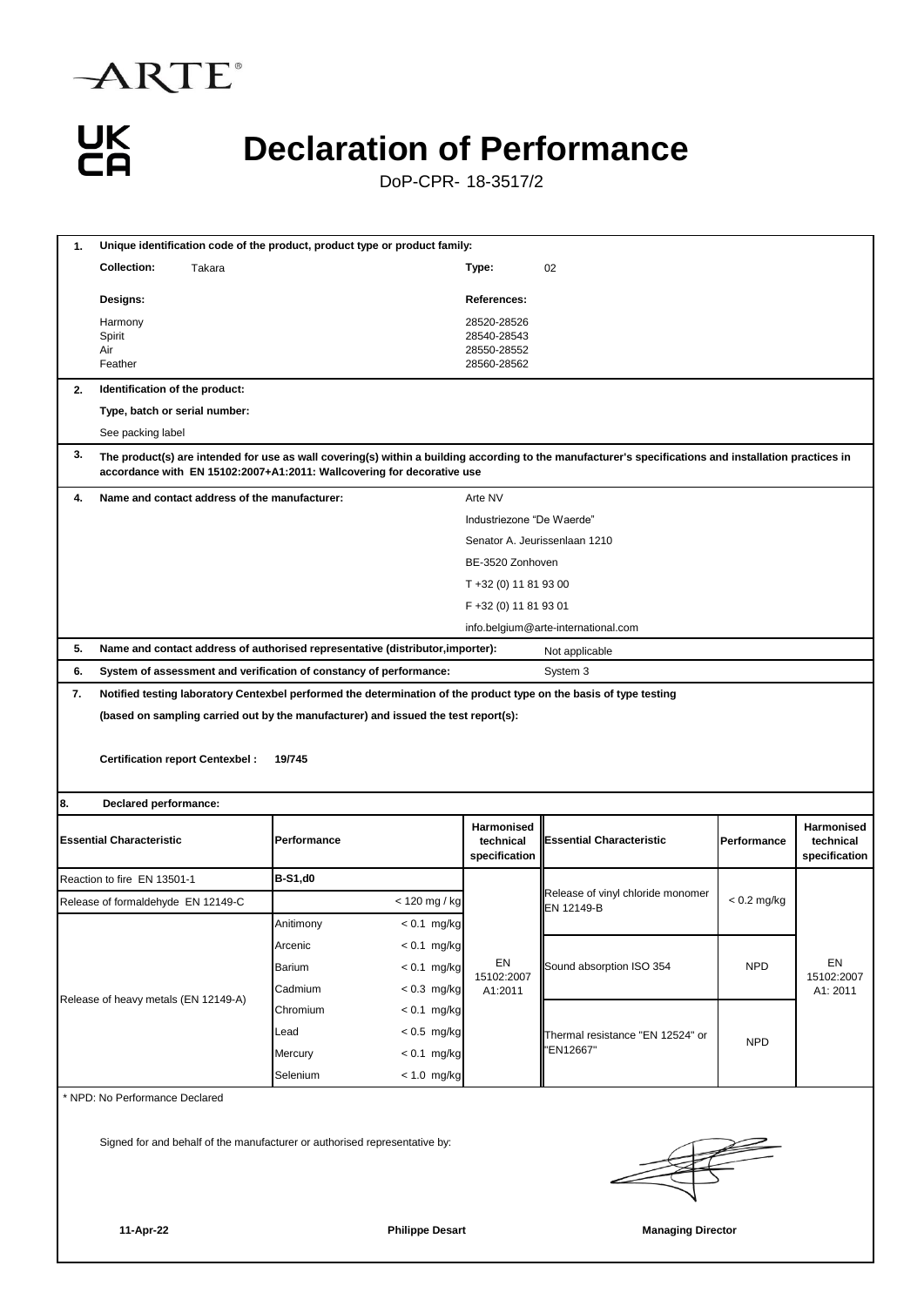ARTE®

UK CA

# Declaration of Performance

DoP-CPR- 18-3517/2

**1. Unique identification code of the product, product type or product family:**

**Collection:** Takara

**Type:** 02

| **Designs:** | **References:** |
|---|---|
| Harmony | 28520-28526 |
| Spirit | 28540-28543 |
| Air | 28550-28552 |
| Feather | 28560-28562 |

**2. Identification of the product:**

**Type, batch or serial number:**

See packing label

**3. The product(s) are intended for use as wall covering(s) within a building according to the manufacturer's specifications and installation practices in accordance with EN 15102:2007+A1:2011: Wallcovering for decorative use**

**4. Name and contact address of the manufacturer:**

Arte NV
Industriezone "De Waerde"
Senator A. Jeurissenlaan 1210
BE-3520 Zonhoven
T +32 (0) 11 81 93 00
F +32 (0) 11 81 93 01
info.belgium@arte-international.com

**5. Name and contact address of authorised representative (distributor,importer):** Not applicable

**6. System of assessment and verification of constancy of performance:** System 3

**7. Notified testing laboratory Centexbel performed the determination of the product type on the basis of type testing (based on sampling carried out by the manufacturer) and issued the test report(s):**

**Certification report Centexbel : 19/745**

**8. Declared performance:**

| Essential Characteristic | Performance | | Harmonised technical specification | Essential Characteristic | Performance | Harmonised technical specification |
|---|---|---|---|---|---|---|
| Reaction to fire EN 13501-1 | **B-S1,d0** | | EN 15102:2007 A1:2011 | Release of vinyl chloride monomer EN 12149-B | < 0.2 mg/kg | EN 15102:2007 A1: 2011 |
| Release of formaldehyde EN 12149-C | | < 120 mg / kg | | | | |
| Release of heavy metals (EN 12149-A) | Anitimony | < 0.1 mg/kg | | | | |
| | Arcenic | < 0.1 mg/kg | | Sound absorption ISO 354 | NPD | |
| | Barium | < 0.1 mg/kg | | | | |
| | Cadmium | < 0.3 mg/kg | | | | |
| | Chromium | < 0.1 mg/kg | | Thermal resistance "EN 12524" or "EN12667" | NPD | |
| | Lead | < 0.5 mg/kg | | | | |
| | Mercury | < 0.1 mg/kg | | | | |
| | Selenium | < 1.0 mg/kg | | | | |

\* NPD: No Performance Declared

Signed for and behalf of the manufacturer or authorised representative by:

**11-Apr-22** **Philippe Desart** **Managing Director**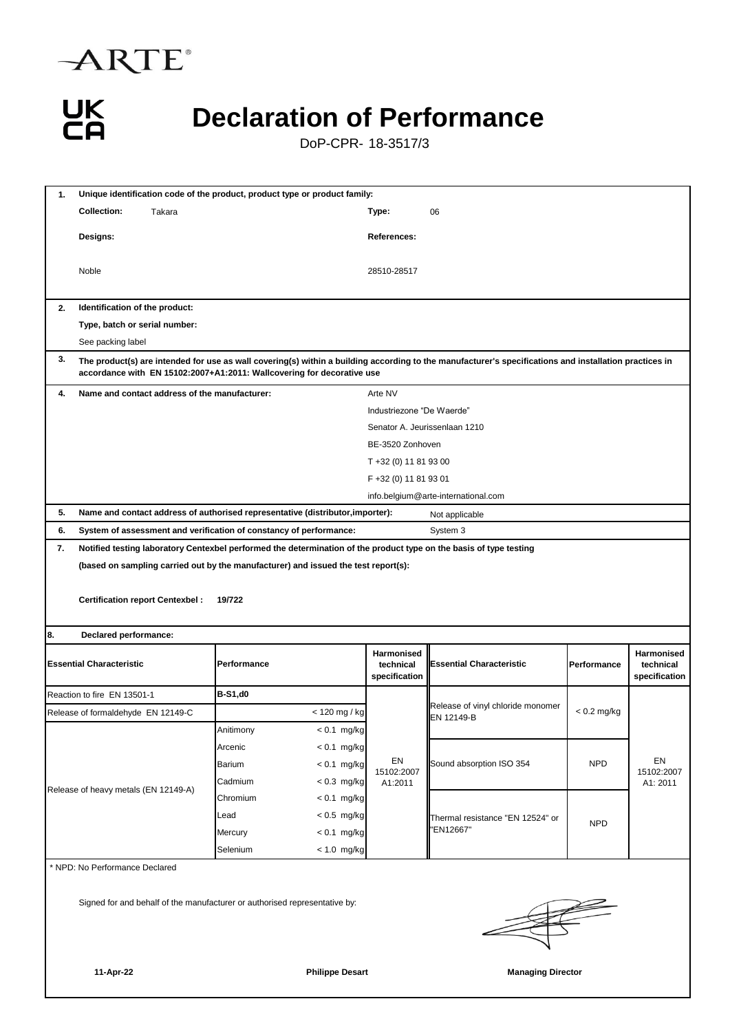ARTE®

UK CA

# Declaration of Performance

DoP-CPR- 18-3517/3

**1. Unique identification code of the product, product type or product family:**

**Collection:** Takara

**Type:** 06

**Designs:** Noble

**References:** 28510-28517

**2. Identification of the product:**

**Type, batch or serial number:**

See packing label

**3. The product(s) are intended for use as wall covering(s) within a building according to the manufacturer's specifications and installation practices in accordance with EN 15102:2007+A1:2011: Wallcovering for decorative use**

**4. Name and contact address of the manufacturer:**

Arte NV
Industriezone "De Waerde"
Senator A. Jeurissenlaan 1210
BE-3520 Zonhoven
T +32 (0) 11 81 93 00
F +32 (0) 11 81 93 01
info.belgium@arte-international.com

**5. Name and contact address of authorised representative (distributor,importer):** Not applicable

**6. System of assessment and verification of constancy of performance:** System 3

**7. Notified testing laboratory Centexbel performed the determination of the product type on the basis of type testing (based on sampling carried out by the manufacturer) and issued the test report(s):**

**Certification report Centexbel : 19/722**

**8. Declared performance:**

| Essential Characteristic | Performance | | Harmonised technical specification | Essential Characteristic | Performance | Harmonised technical specification |
|---|---|---|---|---|---|---|
| Reaction to fire EN 13501-1 | **B-S1,d0** | | EN 15102:2007 A1:2011 | Release of vinyl chloride monomer EN 12149-B | < 0.2 mg/kg | EN 15102:2007 A1: 2011 |
| Release of formaldehyde EN 12149-C | | < 120 mg / kg | | | | |
| Release of heavy metals (EN 12149-A) | Anitimony | < 0.1 mg/kg | | | | |
| | Arcenic | < 0.1 mg/kg | | Sound absorption ISO 354 | NPD | |
| | Barium | < 0.1 mg/kg | | | | |
| | Cadmium | < 0.3 mg/kg | | | | |
| | Chromium | < 0.1 mg/kg | | Thermal resistance "EN 12524" or "EN12667" | NPD | |
| | Lead | < 0.5 mg/kg | | | | |
| | Mercury | < 0.1 mg/kg | | | | |
| | Selenium | < 1.0 mg/kg | | | | |

* NPD: No Performance Declared

Signed for and behalf of the manufacturer or authorised representative by:

**11-Apr-22** **Philippe Desart** **Managing Director**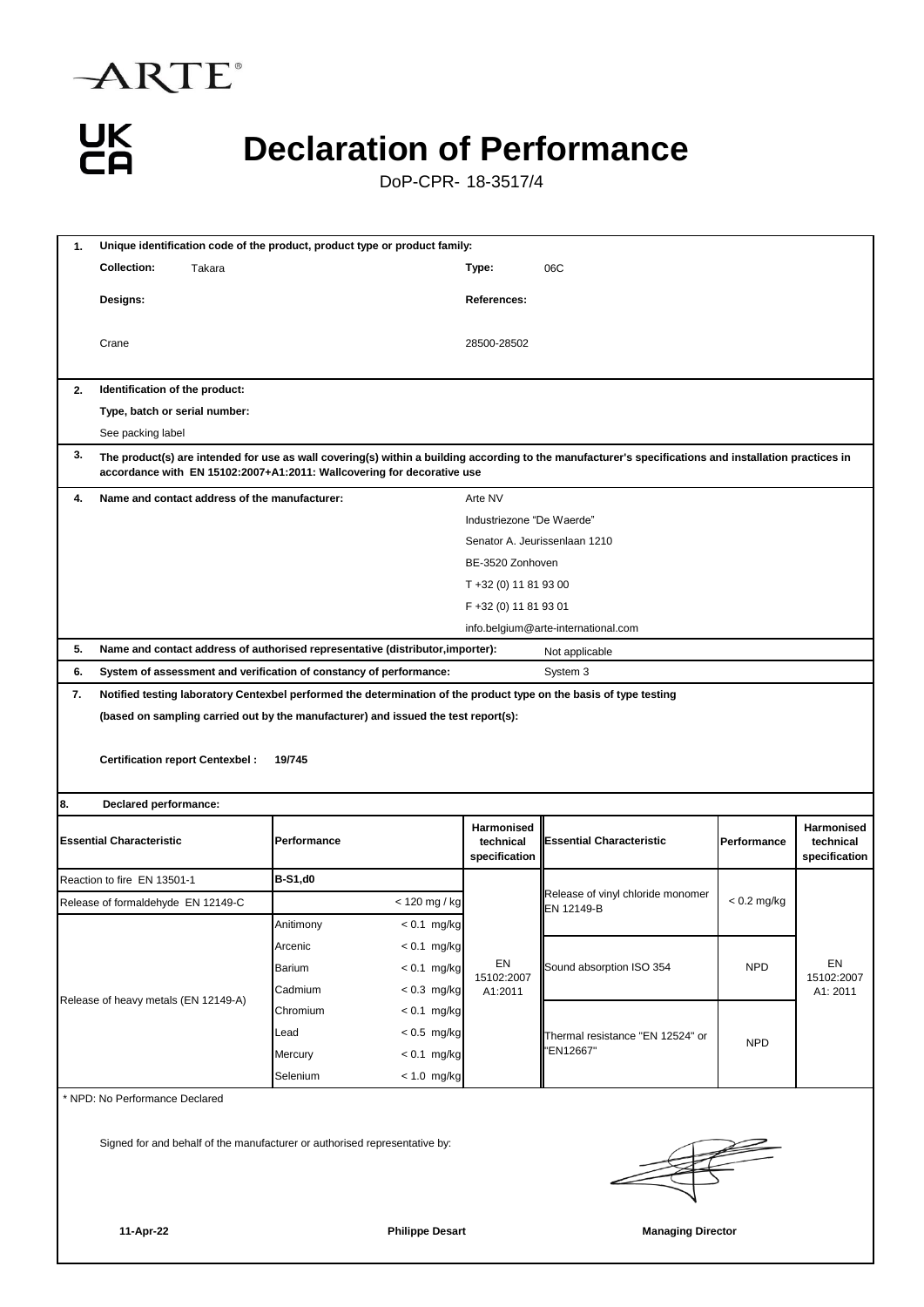ARTE®

UK CA

# Declaration of Performance

DoP-CPR- 18-3517/4

**1. Unique identification code of the product, product type or product family:**

**Collection:** Takara

**Type:** 06C

**Designs:** Crane

**References:** 28500-28502

**2. Identification of the product:**

**Type, batch or serial number:**

See packing label

**3. The product(s) are intended for use as wall covering(s) within a building according to the manufacturer's specifications and installation practices in accordance with EN 15102:2007+A1:2011: Wallcovering for decorative use**

**4. Name and contact address of the manufacturer:**

Arte NV
Industriezone "De Waerde"
Senator A. Jeurissenlaan 1210
BE-3520 Zonhoven
T +32 (0) 11 81 93 00
F +32 (0) 11 81 93 01
info.belgium@arte-international.com

**5. Name and contact address of authorised representative (distributor,importer):** Not applicable

**6. System of assessment and verification of constancy of performance:** System 3

**7. Notified testing laboratory Centexbel performed the determination of the product type on the basis of type testing (based on sampling carried out by the manufacturer) and issued the test report(s):**

**Certification report Centexbel : 19/745**

**8. Declared performance:**

| Essential Characteristic | Performance | | Harmonised technical specification | Essential Characteristic | Performance | Harmonised technical specification |
|---|---|---|---|---|---|---|
| Reaction to fire EN 13501-1 | **B-S1,d0** | | EN 15102:2007 A1:2011 | | | EN 15102:2007 A1: 2011 |
| Release of formaldehyde EN 12149-C | | < 120 mg / kg | | Release of vinyl chloride monomer EN 12149-B | < 0.2 mg/kg | |
| Release of heavy metals (EN 12149-A) | Anitimony | < 0.1 mg/kg | | | | |
| | Arcenic | < 0.1 mg/kg | | Sound absorption ISO 354 | NPD | |
| | Barium | < 0.1 mg/kg | | | | |
| | Cadmium | < 0.3 mg/kg | | | | |
| | Chromium | < 0.1 mg/kg | | Thermal resistance "EN 12524" or "EN12667" | NPD | |
| | Lead | < 0.5 mg/kg | | | | |
| | Mercury | < 0.1 mg/kg | | | | |
| | Selenium | < 1.0 mg/kg | | | | |

\* NPD: No Performance Declared

Signed for and behalf of the manufacturer or authorised representative by:

**11-Apr-22** **Philippe Desart** **Managing Director**